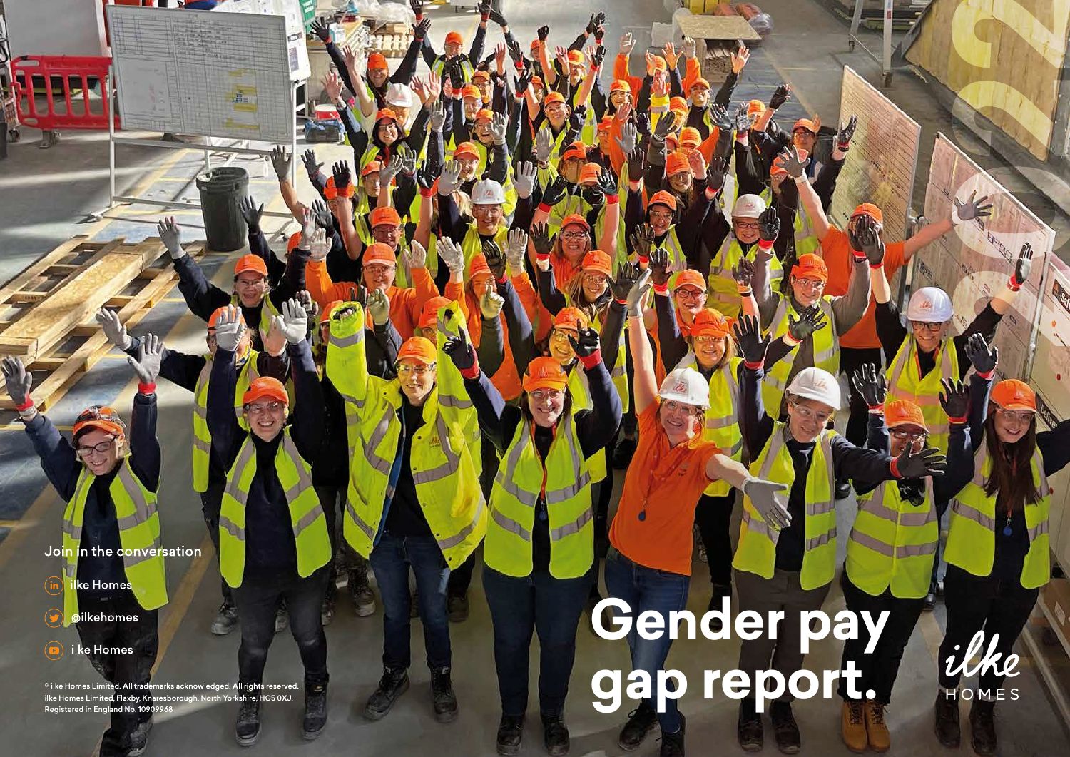# Gender pay gap report.

ilke HOMES

Join in the conversation

ilke Homes

@ilkehomes

ilke Homes

© ilke Homes Limited. All trademarks acknowledged. All rights reserved.
ilke Homes Limited, Flaxby, Knaresborough, North Yorkshire, HG5 0XJ.
Registered in England No. 10909968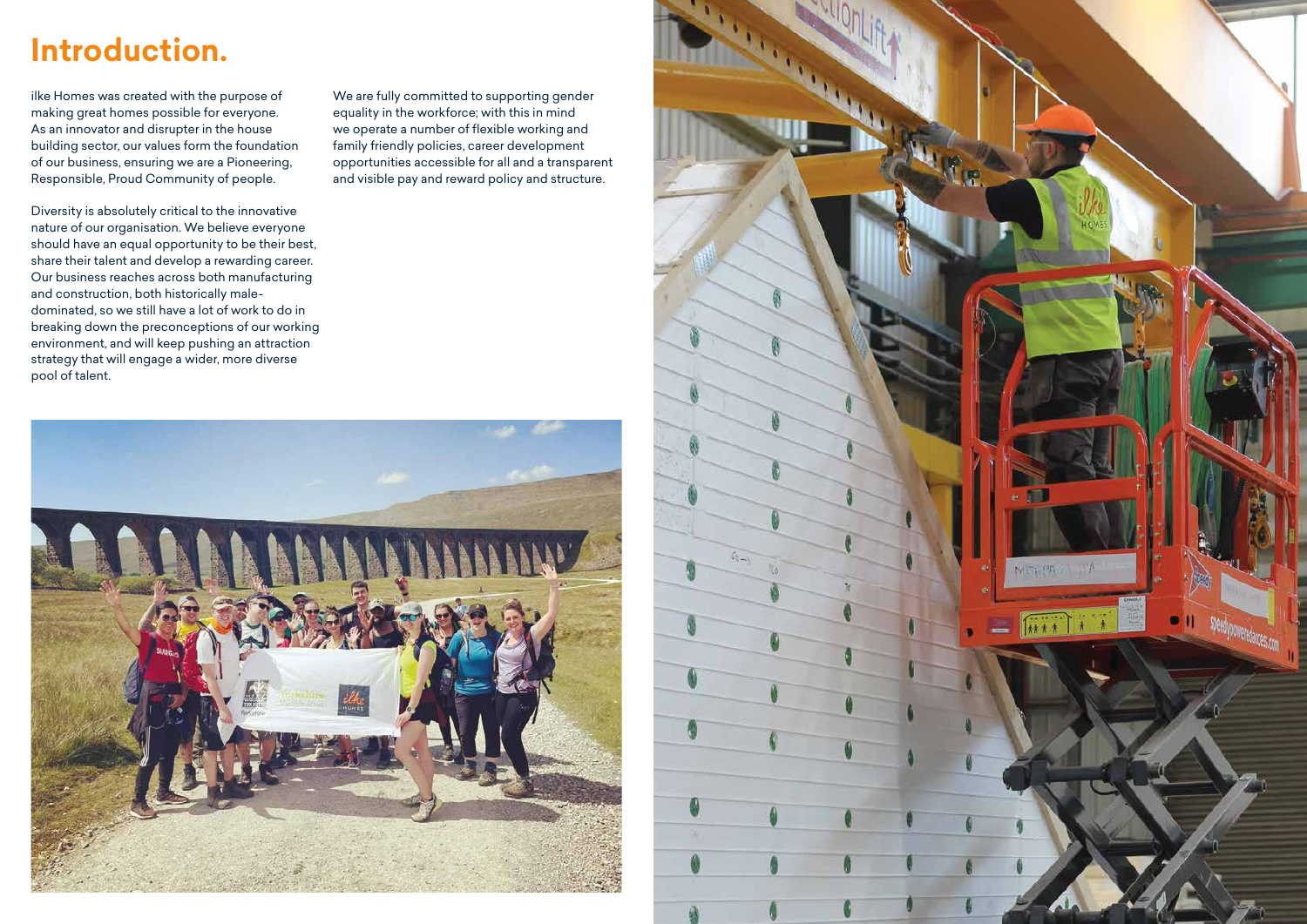# Introduction.

ilke Homes was created with the purpose of making great homes possible for everyone. As an innovator and disrupter in the house building sector, our values form the foundation of our business, ensuring we are a Pioneering, Responsible, Proud Community of people.

Diversity is absolutely critical to the innovative nature of our organisation. We believe everyone should have an equal opportunity to be their best, share their talent and develop a rewarding career. Our business reaches across both manufacturing and construction, both historically male-dominated, so we still have a lot of work to do in breaking down the preconceptions of our working environment, and will keep pushing an attraction strategy that will engage a wider, more diverse pool of talent.

We are fully committed to supporting gender equality in the workforce; with this in mind we operate a number of flexible working and family friendly policies, career development opportunities accessible for all and a transparent and visible pay and reward policy and structure.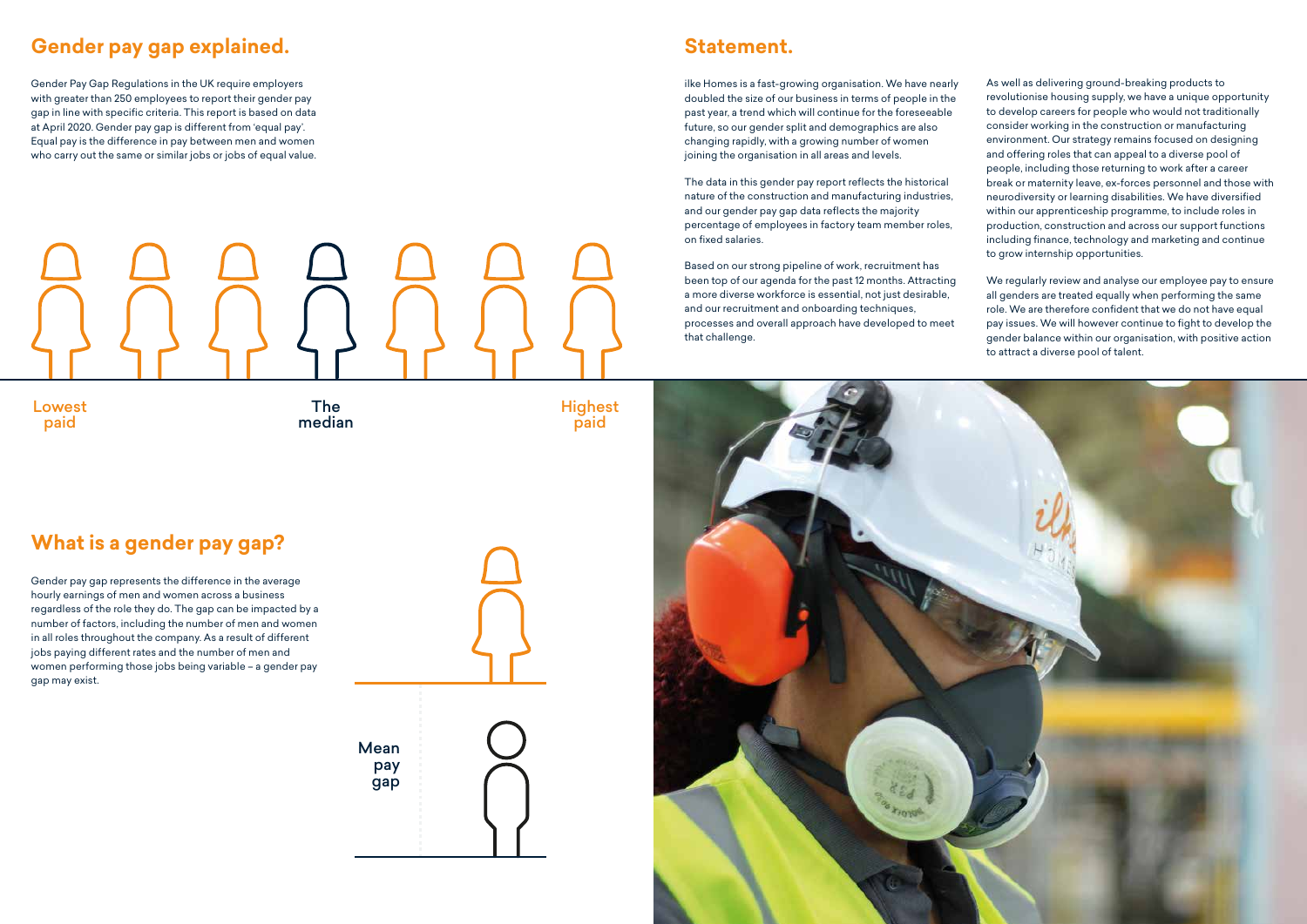## Gender pay gap explained.

Gender Pay Gap Regulations in the UK require employers with greater than 250 employees to report their gender pay gap in line with specific criteria. This report is based on data at April 2020. Gender pay gap is different from 'equal pay'. Equal pay is the difference in pay between men and women who carry out the same or similar jobs or jobs of equal value.

Lowest paid

The median

Highest paid

## What is a gender pay gap?

Gender pay gap represents the difference in the average hourly earnings of men and women across a business regardless of the role they do. The gap can be impacted by a number of factors, including the number of men and women in all roles throughout the company. As a result of different jobs paying different rates and the number of men and women performing those jobs being variable – a gender pay gap may exist.

Mean pay gap

## Statement.

ilke Homes is a fast-growing organisation. We have nearly doubled the size of our business in terms of people in the past year, a trend which will continue for the foreseeable future, so our gender split and demographics are also changing rapidly, with a growing number of women joining the organisation in all areas and levels.

The data in this gender pay report reflects the historical nature of the construction and manufacturing industries, and our gender pay gap data reflects the majority percentage of employees in factory team member roles, on fixed salaries.

Based on our strong pipeline of work, recruitment has been top of our agenda for the past 12 months. Attracting a more diverse workforce is essential, not just desirable, and our recruitment and onboarding techniques, processes and overall approach have developed to meet that challenge.

As well as delivering ground-breaking products to revolutionise housing supply, we have a unique opportunity to develop careers for people who would not traditionally consider working in the construction or manufacturing environment. Our strategy remains focused on designing and offering roles that can appeal to a diverse pool of people, including those returning to work after a career break or maternity leave, ex-forces personnel and those with neurodiversity or learning disabilities. We have diversified within our apprenticeship programme, to include roles in production, construction and across our support functions including finance, technology and marketing and continue to grow internship opportunities.

We regularly review and analyse our employee pay to ensure all genders are treated equally when performing the same role. We are therefore confident that we do not have equal pay issues. We will however continue to fight to develop the gender balance within our organisation, with positive action to attract a diverse pool of talent.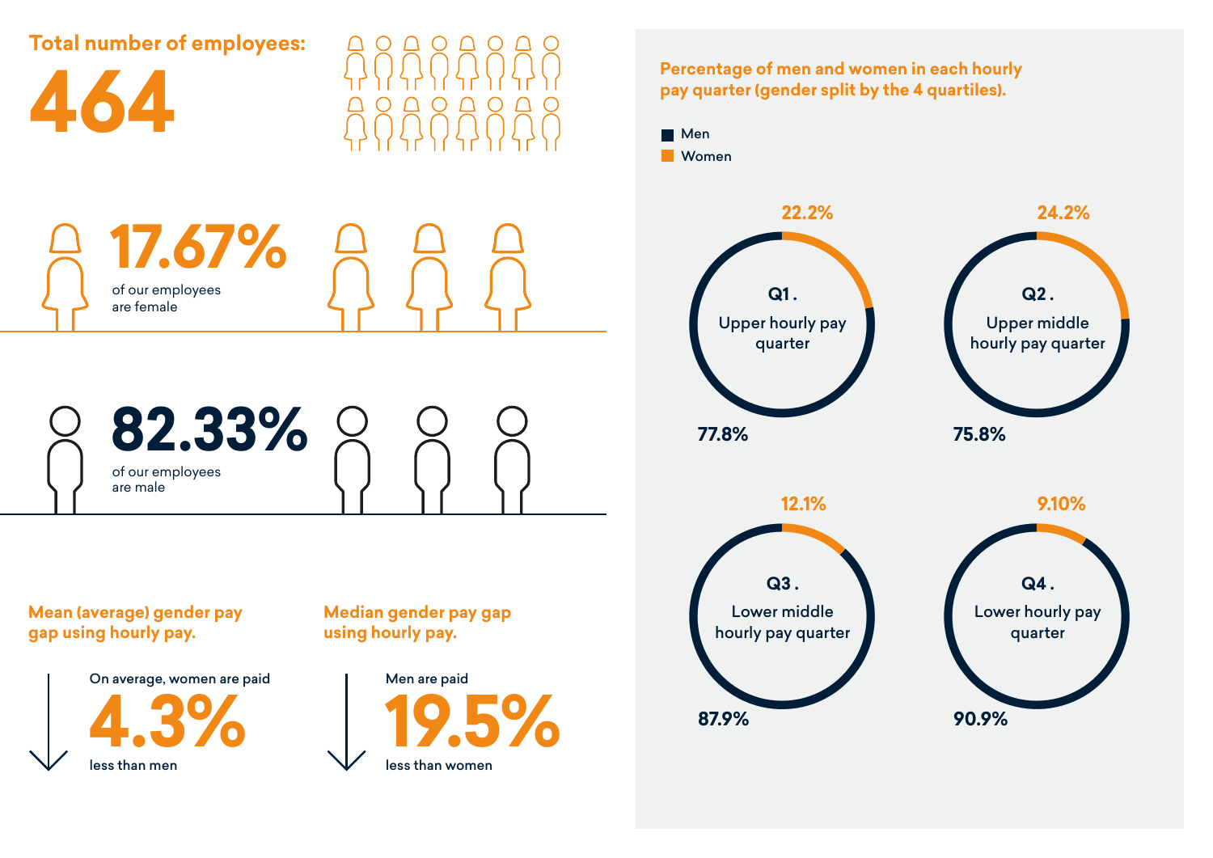## Total number of employees:

# 464

**17.67%** of our employees are female

**82.33%** of our employees are male

### Mean (average) gender pay gap using hourly pay.

On average, women are paid **4.3%** less than men

### Median gender pay gap using hourly pay.

Men are paid **19.5%** less than women

### Percentage of men and women in each hourly pay quarter (gender split by the 4 quartiles).

| Quarter | Men | Women |
| --- | --- | --- |
| Q1. Upper hourly pay quarter | 77.8% | 22.2% |
| Q2. Upper middle hourly pay quarter | 75.8% | 24.2% |
| Q3. Lower middle hourly pay quarter | 87.9% | 12.1% |
| Q4. Lower hourly pay quarter | 90.9% | 9.10% |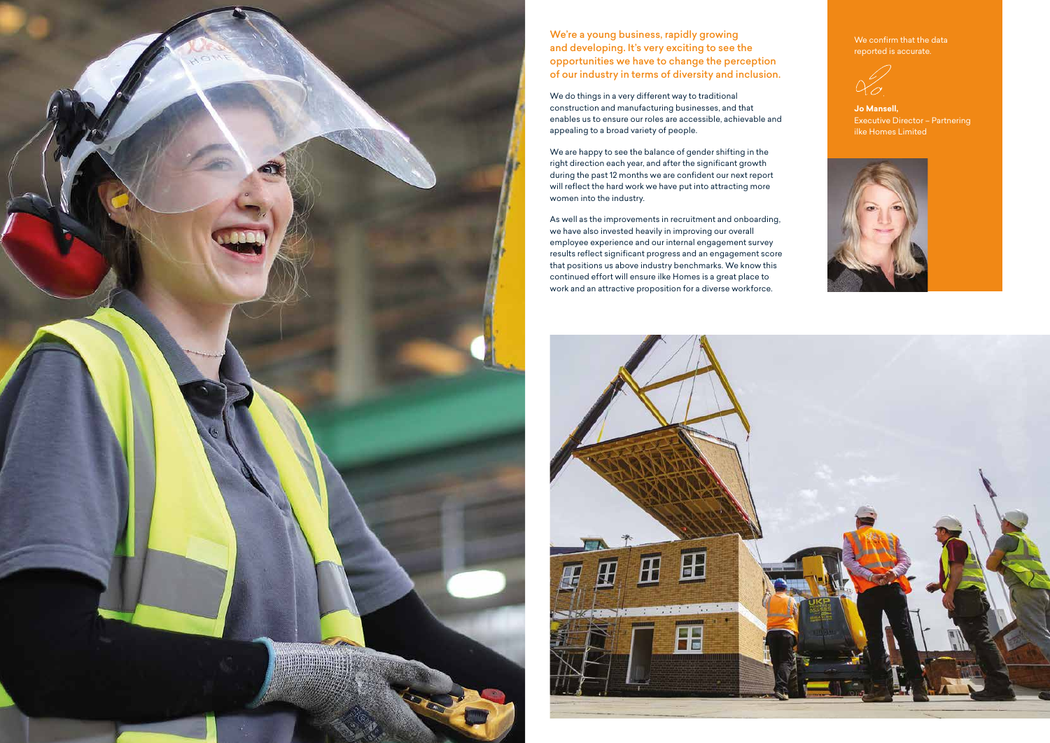**We're a young business, rapidly growing and developing. It's very exciting to see the opportunities we have to change the perception of our industry in terms of diversity and inclusion.**

We do things in a very different way to traditional construction and manufacturing businesses, and that enables us to ensure our roles are accessible, achievable and appealing to a broad variety of people.

We are happy to see the balance of gender shifting in the right direction each year, and after the significant growth during the past 12 months we are confident our next report will reflect the hard work we have put into attracting more women into the industry.

As well as the improvements in recruitment and onboarding, we have also invested heavily in improving our overall employee experience and our internal engagement survey results reflect significant progress and an engagement score that positions us above industry benchmarks. We know this continued effort will ensure ilke Homes is a great place to work and an attractive proposition for a diverse workforce.

We confirm that the data reported is accurate.

**Jo Mansell,**
Executive Director – Partnering
ilke Homes Limited